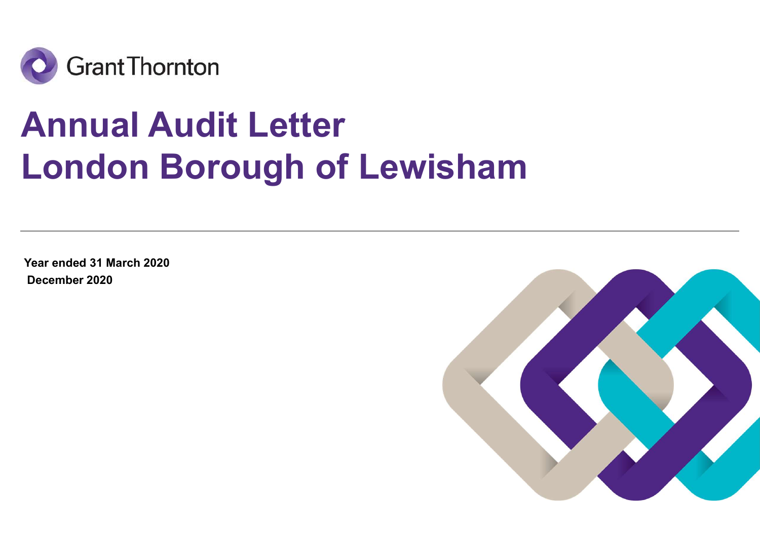Grant Thornton

# Annual Audit Letter
# London Borough of Lewisham

**Year ended 31 March 2020**

**December 2020**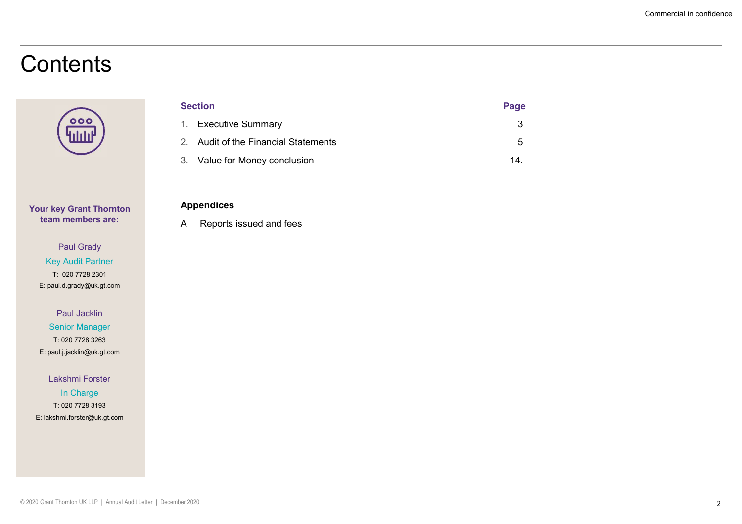# Contents

| Section | Page |
|---|---|
| 1. Executive Summary | 3 |
| 2. Audit of the Financial Statements | 5 |
| 3. Value for Money conclusion | 14. |

**Appendices**

A Reports issued and fees

**Your key Grant Thornton team members are:**

Paul Grady
Key Audit Partner
T: 020 7728 2301
E: paul.d.grady@uk.gt.com

Paul Jacklin
Senior Manager
T: 020 7728 3263
E: paul.j.jacklin@uk.gt.com

Lakshmi Forster
In Charge
T: 020 7728 3193
E: lakshmi.forster@uk.gt.com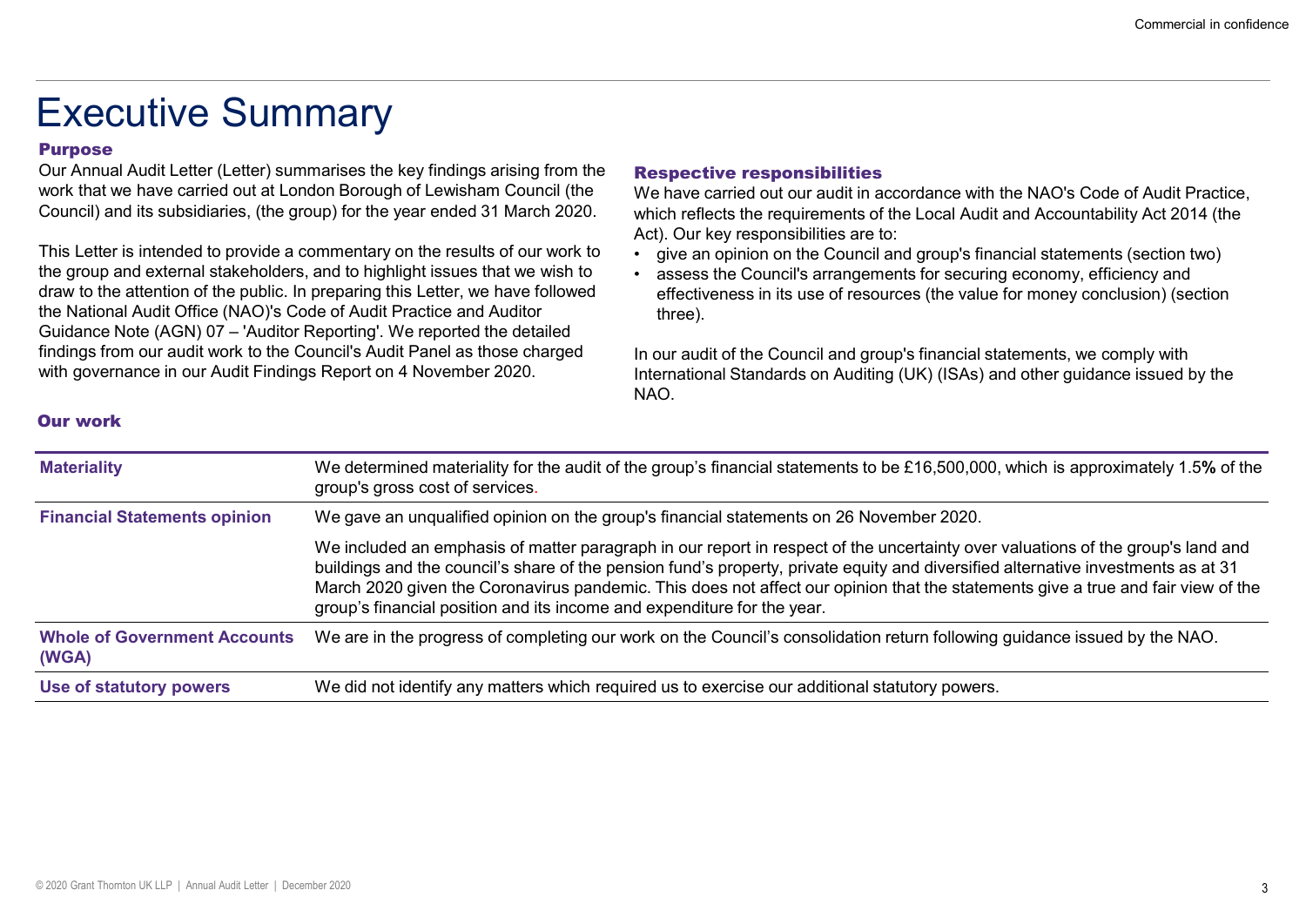# Executive Summary

## Purpose

Our Annual Audit Letter (Letter) summarises the key findings arising from the work that we have carried out at London Borough of Lewisham Council (the Council) and its subsidiaries, (the group) for the year ended 31 March 2020.

This Letter is intended to provide a commentary on the results of our work to the group and external stakeholders, and to highlight issues that we wish to draw to the attention of the public. In preparing this Letter, we have followed the National Audit Office (NAO)'s Code of Audit Practice and Auditor Guidance Note (AGN) 07 – 'Auditor Reporting'. We reported the detailed findings from our audit work to the Council's Audit Panel as those charged with governance in our Audit Findings Report on 4 November 2020.

## Respective responsibilities

We have carried out our audit in accordance with the NAO's Code of Audit Practice, which reflects the requirements of the Local Audit and Accountability Act 2014 (the Act). Our key responsibilities are to:

- give an opinion on the Council and group's financial statements (section two)
- assess the Council's arrangements for securing economy, efficiency and effectiveness in its use of resources (the value for money conclusion) (section three).

In our audit of the Council and group's financial statements, we comply with International Standards on Auditing (UK) (ISAs) and other guidance issued by the NAO.

## Our work

| | |
|---|---|
| **Materiality** | We determined materiality for the audit of the group's financial statements to be £16,500,000, which is approximately 1.5**%** of the group's gross cost of services. |
| **Financial Statements opinion** | We gave an unqualified opinion on the group's financial statements on 26 November 2020.<br><br>We included an emphasis of matter paragraph in our report in respect of the uncertainty over valuations of the group's land and buildings and the council's share of the pension fund's property, private equity and diversified alternative investments as at 31 March 2020 given the Coronavirus pandemic. This does not affect our opinion that the statements give a true and fair view of the group's financial position and its income and expenditure for the year. |
| **Whole of Government Accounts (WGA)** | We are in the progress of completing our work on the Council's consolidation return following guidance issued by the NAO. |
| **Use of statutory powers** | We did not identify any matters which required us to exercise our additional statutory powers. |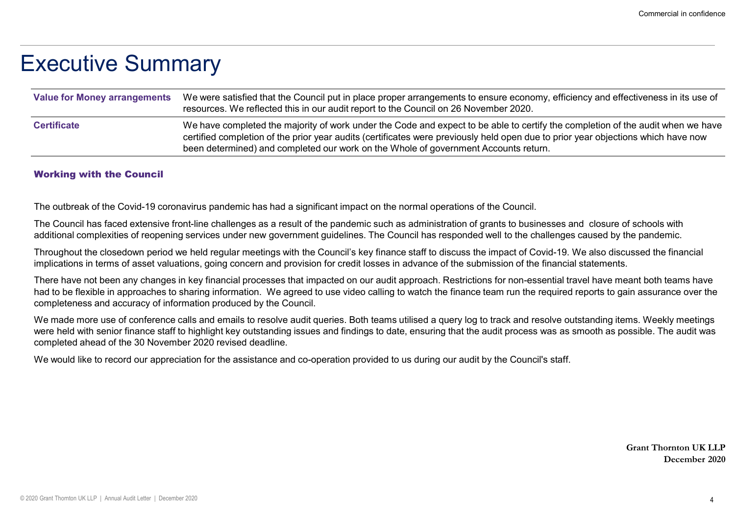# Executive Summary

| | |
|---|---|
| **Value for Money arrangements** | We were satisfied that the Council put in place proper arrangements to ensure economy, efficiency and effectiveness in its use of resources. We reflected this in our audit report to the Council on 26 November 2020. |
| **Certificate** | We have completed the majority of work under the Code and expect to be able to certify the completion of the audit when we have certified completion of the prior year audits (certificates were previously held open due to prior year objections which have now been determined) and completed our work on the Whole of government Accounts return. |

## Working with the Council

The outbreak of the Covid-19 coronavirus pandemic has had a significant impact on the normal operations of the Council.

The Council has faced extensive front-line challenges as a result of the pandemic such as administration of grants to businesses and closure of schools with additional complexities of reopening services under new government guidelines. The Council has responded well to the challenges caused by the pandemic.

Throughout the closedown period we held regular meetings with the Council's key finance staff to discuss the impact of Covid-19. We also discussed the financial implications in terms of asset valuations, going concern and provision for credit losses in advance of the submission of the financial statements.

There have not been any changes in key financial processes that impacted on our audit approach. Restrictions for non-essential travel have meant both teams have had to be flexible in approaches to sharing information. We agreed to use video calling to watch the finance team run the required reports to gain assurance over the completeness and accuracy of information produced by the Council.

We made more use of conference calls and emails to resolve audit queries. Both teams utilised a query log to track and resolve outstanding items. Weekly meetings were held with senior finance staff to highlight key outstanding issues and findings to date, ensuring that the audit process was as smooth as possible. The audit was completed ahead of the 30 November 2020 revised deadline.

We would like to record our appreciation for the assistance and co-operation provided to us during our audit by the Council's staff.

**Grant Thornton UK LLP**
**December 2020**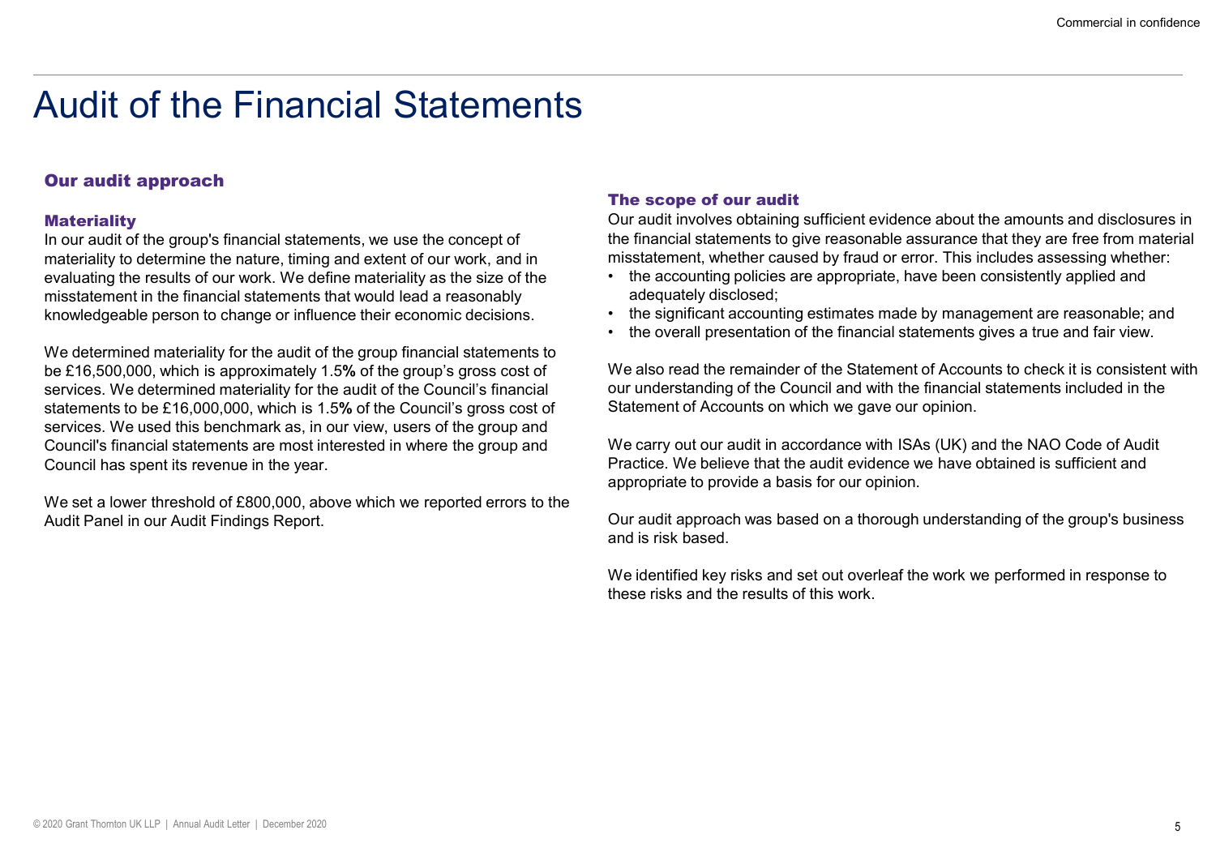# Audit of the Financial Statements

## Our audit approach

### Materiality

In our audit of the group's financial statements, we use the concept of materiality to determine the nature, timing and extent of our work, and in evaluating the results of our work. We define materiality as the size of the misstatement in the financial statements that would lead a reasonably knowledgeable person to change or influence their economic decisions.

We determined materiality for the audit of the group financial statements to be £16,500,000, which is approximately 1.5**%** of the group's gross cost of services. We determined materiality for the audit of the Council's financial statements to be £16,000,000, which is 1.5**%** of the Council's gross cost of services. We used this benchmark as, in our view, users of the group and Council's financial statements are most interested in where the group and Council has spent its revenue in the year.

We set a lower threshold of £800,000, above which we reported errors to the Audit Panel in our Audit Findings Report.

### The scope of our audit

Our audit involves obtaining sufficient evidence about the amounts and disclosures in the financial statements to give reasonable assurance that they are free from material misstatement, whether caused by fraud or error. This includes assessing whether:

- the accounting policies are appropriate, have been consistently applied and adequately disclosed;
- the significant accounting estimates made by management are reasonable; and
- the overall presentation of the financial statements gives a true and fair view.

We also read the remainder of the Statement of Accounts to check it is consistent with our understanding of the Council and with the financial statements included in the Statement of Accounts on which we gave our opinion.

We carry out our audit in accordance with ISAs (UK) and the NAO Code of Audit Practice. We believe that the audit evidence we have obtained is sufficient and appropriate to provide a basis for our opinion.

Our audit approach was based on a thorough understanding of the group's business and is risk based.

We identified key risks and set out overleaf the work we performed in response to these risks and the results of this work.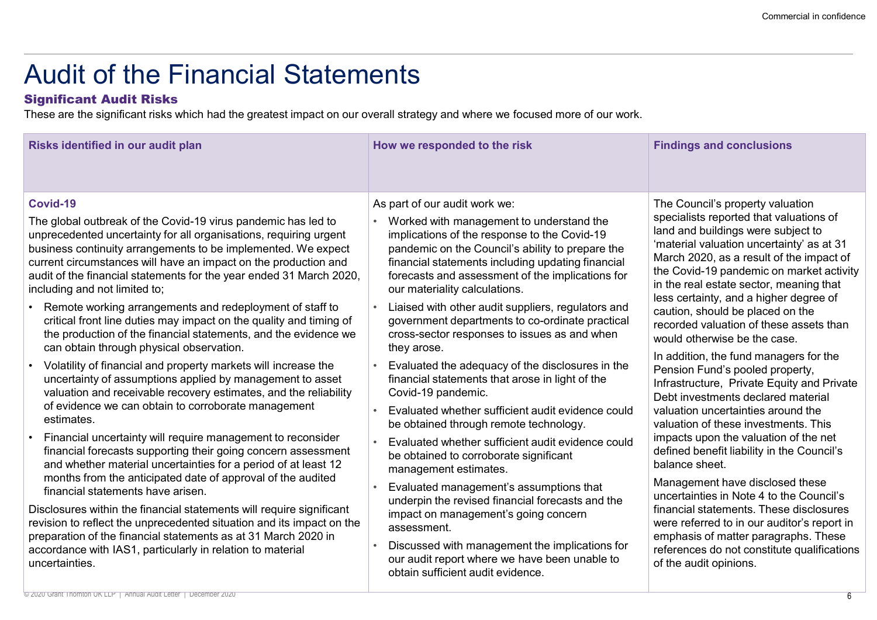# Audit of the Financial Statements

### Significant Audit Risks

These are the significant risks which had the greatest impact on our overall strategy and where we focused more of our work.

| Risks identified in our audit plan | How we responded to the risk | Findings and conclusions |
|---|---|---|
| **Covid-19**<br><br>The global outbreak of the Covid-19 virus pandemic has led to unprecedented uncertainty for all organisations, requiring urgent business continuity arrangements to be implemented. We expect current circumstances will have an impact on the production and audit of the financial statements for the year ended 31 March 2020, including and not limited to;<br><br>• Remote working arrangements and redeployment of staff to critical front line duties may impact on the quality and timing of the production of the financial statements, and the evidence we can obtain through physical observation.<br>• Volatility of financial and property markets will increase the uncertainty of assumptions applied by management to asset valuation and receivable recovery estimates, and the reliability of evidence we can obtain to corroborate management estimates.<br>• Financial uncertainty will require management to reconsider financial forecasts supporting their going concern assessment and whether material uncertainties for a period of at least 12 months from the anticipated date of approval of the audited financial statements have arisen.<br><br>Disclosures within the financial statements will require significant revision to reflect the unprecedented situation and its impact on the preparation of the financial statements as at 31 March 2020 in accordance with IAS1, particularly in relation to material uncertainties. | As part of our audit work we:<br><br>• Worked with management to understand the implications of the response to the Covid-19 pandemic on the Council's ability to prepare the financial statements including updating financial forecasts and assessment of the implications for our materiality calculations.<br>• Liaised with other audit suppliers, regulators and government departments to co-ordinate practical cross-sector responses to issues as and when they arose.<br>• Evaluated the adequacy of the disclosures in the financial statements that arose in light of the Covid-19 pandemic.<br>• Evaluated whether sufficient audit evidence could be obtained through remote technology.<br>• Evaluated whether sufficient audit evidence could be obtained to corroborate significant management estimates.<br>• Evaluated management's assumptions that underpin the revised financial forecasts and the impact on management's going concern assessment.<br>• Discussed with management the implications for our audit report where we have been unable to obtain sufficient audit evidence. | The Council's property valuation specialists reported that valuations of land and buildings were subject to 'material valuation uncertainty' as at 31 March 2020, as a result of the impact of the Covid-19 pandemic on market activity in the real estate sector, meaning that less certainty, and a higher degree of caution, should be placed on the recorded valuation of these assets than would otherwise be the case.<br><br>In addition, the fund managers for the Pension Fund's pooled property, Infrastructure, Private Equity and Private Debt investments declared material valuation uncertainties around the valuation of these investments. This impacts upon the valuation of the net defined benefit liability in the Council's balance sheet.<br><br>Management have disclosed these uncertainties in Note 4 to the Council's financial statements. These disclosures were referred to in our auditor's report in emphasis of matter paragraphs. These references do not constitute qualifications of the audit opinions. |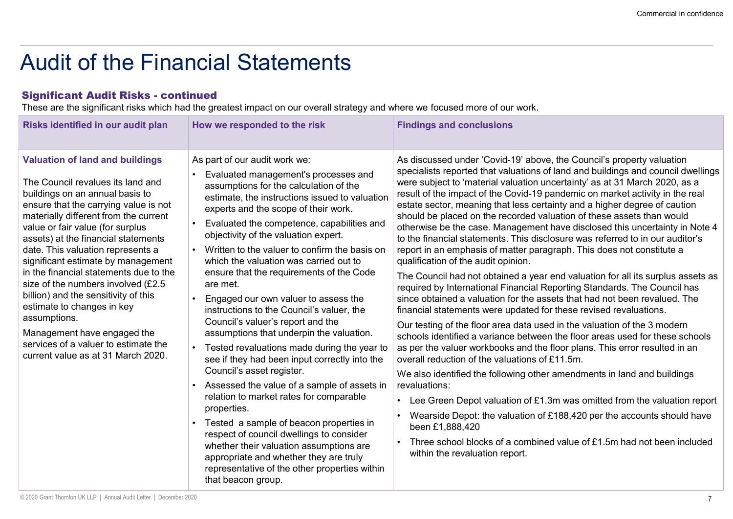# Audit of the Financial Statements

### Significant Audit Risks - continued

These are the significant risks which had the greatest impact on our overall strategy and where we focused more of our work.

| Risks identified in our audit plan | How we responded to the risk | Findings and conclusions |
|---|---|---|
| **Valuation of land and buildings**<br><br>The Council revalues its land and buildings on an annual basis to ensure that the carrying value is not materially different from the current value or fair value (for surplus assets) at the financial statements date. This valuation represents a significant estimate by management in the financial statements due to the size of the numbers involved (£2.5 billion) and the sensitivity of this estimate to changes in key assumptions.<br><br>Management have engaged the services of a valuer to estimate the current value as at 31 March 2020. | As part of our audit work we:<br>• Evaluated management's processes and assumptions for the calculation of the estimate, the instructions issued to valuation experts and the scope of their work.<br>• Evaluated the competence, capabilities and objectivity of the valuation expert.<br>• Written to the valuer to confirm the basis on which the valuation was carried out to ensure that the requirements of the Code are met.<br>• Engaged our own valuer to assess the instructions to the Council's valuer, the Council's valuer's report and the assumptions that underpin the valuation.<br>• Tested revaluations made during the year to see if they had been input correctly into the Council's asset register.<br>• Assessed the value of a sample of assets in relation to market rates for comparable properties.<br>• Tested a sample of beacon properties in respect of council dwellings to consider whether their valuation assumptions are appropriate and whether they are truly representative of the other properties within that beacon group. | As discussed under 'Covid-19' above, the Council's property valuation specialists reported that valuations of land and buildings and council dwellings were subject to 'material valuation uncertainty' as at 31 March 2020, as a result of the impact of the Covid-19 pandemic on market activity in the real estate sector, meaning that less certainty and a higher degree of caution should be placed on the recorded valuation of these assets than would otherwise be the case. Management have disclosed this uncertainty in Note 4 to the financial statements. This disclosure was referred to in our auditor's report in an emphasis of matter paragraph. This does not constitute a qualification of the audit opinion.<br><br>The Council had not obtained a year end valuation for all its surplus assets as required by International Financial Reporting Standards. The Council has since obtained a valuation for the assets that had not been revalued. The financial statements were updated for these revised revaluations.<br><br>Our testing of the floor area data used in the valuation of the 3 modern schools identified a variance between the floor areas used for these schools as per the valuer workbooks and the floor plans. This error resulted in an overall reduction of the valuations of £11.5m.<br><br>We also identified the following other amendments in land and buildings revaluations:<br>• Lee Green Depot valuation of £1.3m was omitted from the valuation report<br>• Wearside Depot: the valuation of £188,420 per the accounts should have been £1,888,420<br>• Three school blocks of a combined value of £1.5m had not been included within the revaluation report. |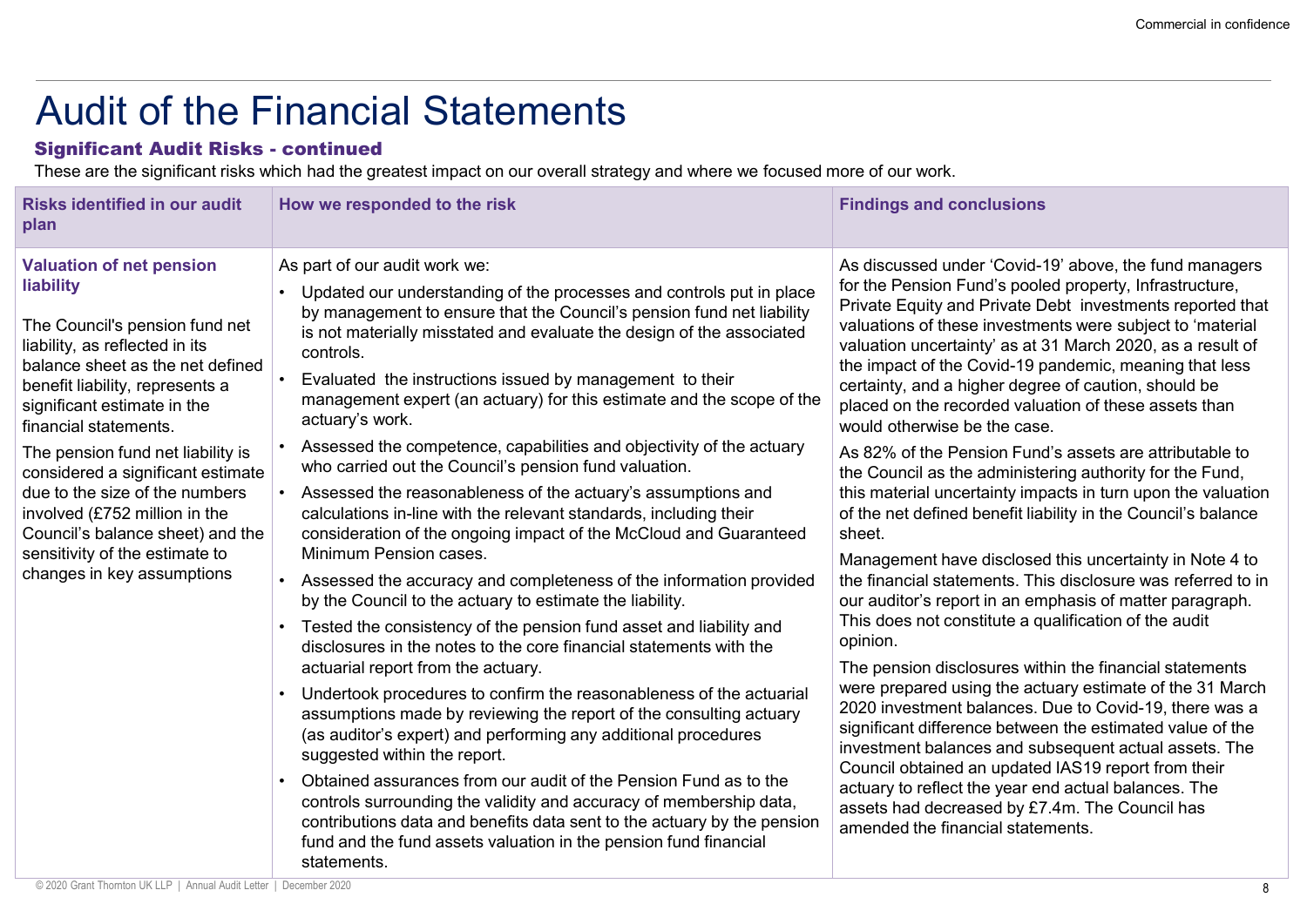# Audit of the Financial Statements

### Significant Audit Risks - continued

These are the significant risks which had the greatest impact on our overall strategy and where we focused more of our work.

| Risks identified in our audit plan | How we responded to the risk | Findings and conclusions |
|---|---|---|
| **Valuation of net pension liability**<br><br>The Council's pension fund net liability, as reflected in its balance sheet as the net defined benefit liability, represents a significant estimate in the financial statements.<br><br>The pension fund net liability is considered a significant estimate due to the size of the numbers involved (£752 million in the Council's balance sheet) and the sensitivity of the estimate to changes in key assumptions | As part of our audit work we:<br>• Updated our understanding of the processes and controls put in place by management to ensure that the Council's pension fund net liability is not materially misstated and evaluate the design of the associated controls.<br>• Evaluated the instructions issued by management to their management expert (an actuary) for this estimate and the scope of the actuary's work.<br>• Assessed the competence, capabilities and objectivity of the actuary who carried out the Council's pension fund valuation.<br>• Assessed the reasonableness of the actuary's assumptions and calculations in-line with the relevant standards, including their consideration of the ongoing impact of the McCloud and Guaranteed Minimum Pension cases.<br>• Assessed the accuracy and completeness of the information provided by the Council to the actuary to estimate the liability.<br>• Tested the consistency of the pension fund asset and liability and disclosures in the notes to the core financial statements with the actuarial report from the actuary.<br>• Undertook procedures to confirm the reasonableness of the actuarial assumptions made by reviewing the report of the consulting actuary (as auditor's expert) and performing any additional procedures suggested within the report.<br>• Obtained assurances from our audit of the Pension Fund as to the controls surrounding the validity and accuracy of membership data, contributions data and benefits data sent to the actuary by the pension fund and the fund assets valuation in the pension fund financial statements. | As discussed under 'Covid-19' above, the fund managers for the Pension Fund's pooled property, Infrastructure, Private Equity and Private Debt investments reported that valuations of these investments were subject to 'material valuation uncertainty' as at 31 March 2020, as a result of the impact of the Covid-19 pandemic, meaning that less certainty, and a higher degree of caution, should be placed on the recorded valuation of these assets than would otherwise be the case.<br><br>As 82% of the Pension Fund's assets are attributable to the Council as the administering authority for the Fund, this material uncertainty impacts in turn upon the valuation of the net defined benefit liability in the Council's balance sheet.<br><br>Management have disclosed this uncertainty in Note 4 to the financial statements. This disclosure was referred to in our auditor's report in an emphasis of matter paragraph. This does not constitute a qualification of the audit opinion.<br><br>The pension disclosures within the financial statements were prepared using the actuary estimate of the 31 March 2020 investment balances. Due to Covid-19, there was a significant difference between the estimated value of the investment balances and subsequent actual assets. The Council obtained an updated IAS19 report from their actuary to reflect the year end actual balances. The assets had decreased by £7.4m. The Council has amended the financial statements. |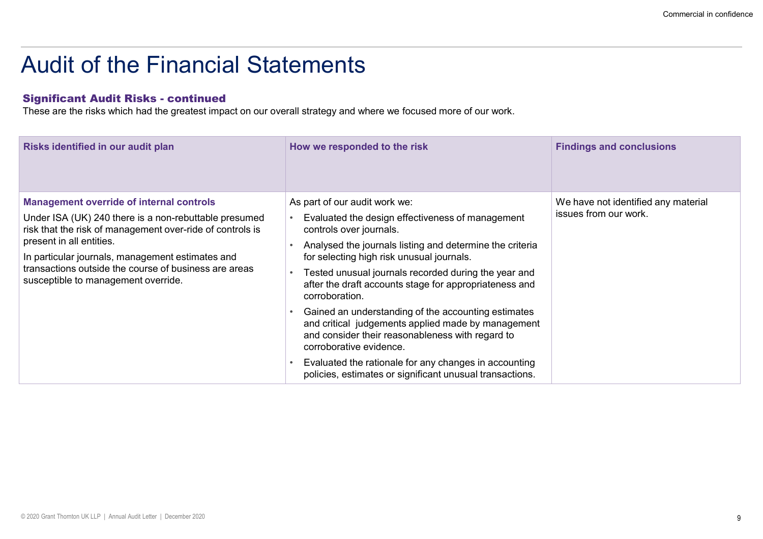# Audit of the Financial Statements

### Significant Audit Risks - continued

These are the risks which had the greatest impact on our overall strategy and where we focused more of our work.

| Risks identified in our audit plan | How we responded to the risk | Findings and conclusions |
| --- | --- | --- |
| **Management override of internal controls**<br>Under ISA (UK) 240 there is a non-rebuttable presumed risk that the risk of management over-ride of controls is present in all entities.<br>In particular journals, management estimates and transactions outside the course of business are areas susceptible to management override. | As part of our audit work we:<br>• Evaluated the design effectiveness of management controls over journals.<br>• Analysed the journals listing and determine the criteria for selecting high risk unusual journals.<br>• Tested unusual journals recorded during the year and after the draft accounts stage for appropriateness and corroboration.<br>• Gained an understanding of the accounting estimates and critical judgements applied made by management and consider their reasonableness with regard to corroborative evidence.<br>• Evaluated the rationale for any changes in accounting policies, estimates or significant unusual transactions. | We have not identified any material issues from our work. |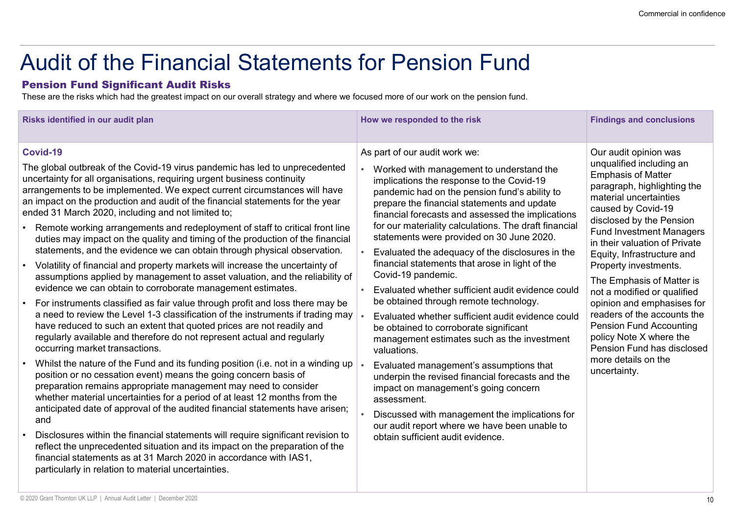# Audit of the Financial Statements for Pension Fund

### Pension Fund Significant Audit Risks

These are the risks which had the greatest impact on our overall strategy and where we focused more of our work on the pension fund.

| Risks identified in our audit plan | How we responded to the risk | Findings and conclusions |
|---|---|---|
| **Covid-19**<br><br>The global outbreak of the Covid-19 virus pandemic has led to unprecedented uncertainty for all organisations, requiring urgent business continuity arrangements to be implemented. We expect current circumstances will have an impact on the production and audit of the financial statements for the year ended 31 March 2020, including and not limited to;<br><br>• Remote working arrangements and redeployment of staff to critical front line duties may impact on the quality and timing of the production of the financial statements, and the evidence we can obtain through physical observation.<br>• Volatility of financial and property markets will increase the uncertainty of assumptions applied by management to asset valuation, and the reliability of evidence we can obtain to corroborate management estimates.<br>• For instruments classified as fair value through profit and loss there may be a need to review the Level 1-3 classification of the instruments if trading may have reduced to such an extent that quoted prices are not readily and regularly available and therefore do not represent actual and regularly occurring market transactions.<br>• Whilst the nature of the Fund and its funding position (i.e. not in a winding up position or no cessation event) means the going concern basis of preparation remains appropriate management may need to consider whether material uncertainties for a period of at least 12 months from the anticipated date of approval of the audited financial statements have arisen; and<br>• Disclosures within the financial statements will require significant revision to reflect the unprecedented situation and its impact on the preparation of the financial statements as at 31 March 2020 in accordance with IAS1, particularly in relation to material uncertainties. | As part of our audit work we:<br><br>• Worked with management to understand the implications the response to the Covid-19 pandemic had on the pension fund's ability to prepare the financial statements and update financial forecasts and assessed the implications for our materiality calculations. The draft financial statements were provided on 30 June 2020.<br>• Evaluated the adequacy of the disclosures in the financial statements that arose in light of the Covid-19 pandemic.<br>• Evaluated whether sufficient audit evidence could be obtained through remote technology.<br>• Evaluated whether sufficient audit evidence could be obtained to corroborate significant management estimates such as the investment valuations.<br>• Evaluated management's assumptions that underpin the revised financial forecasts and the impact on management's going concern assessment.<br>• Discussed with management the implications for our audit report where we have been unable to obtain sufficient audit evidence. | Our audit opinion was unqualified including an Emphasis of Matter paragraph, highlighting the material uncertainties caused by Covid-19 disclosed by the Pension Fund Investment Managers in their valuation of Private Equity, Infrastructure and Property investments.<br><br>The Emphasis of Matter is not a modified or qualified opinion and emphasises for readers of the accounts the Pension Fund Accounting policy Note X where the Pension Fund has disclosed more details on the uncertainty. |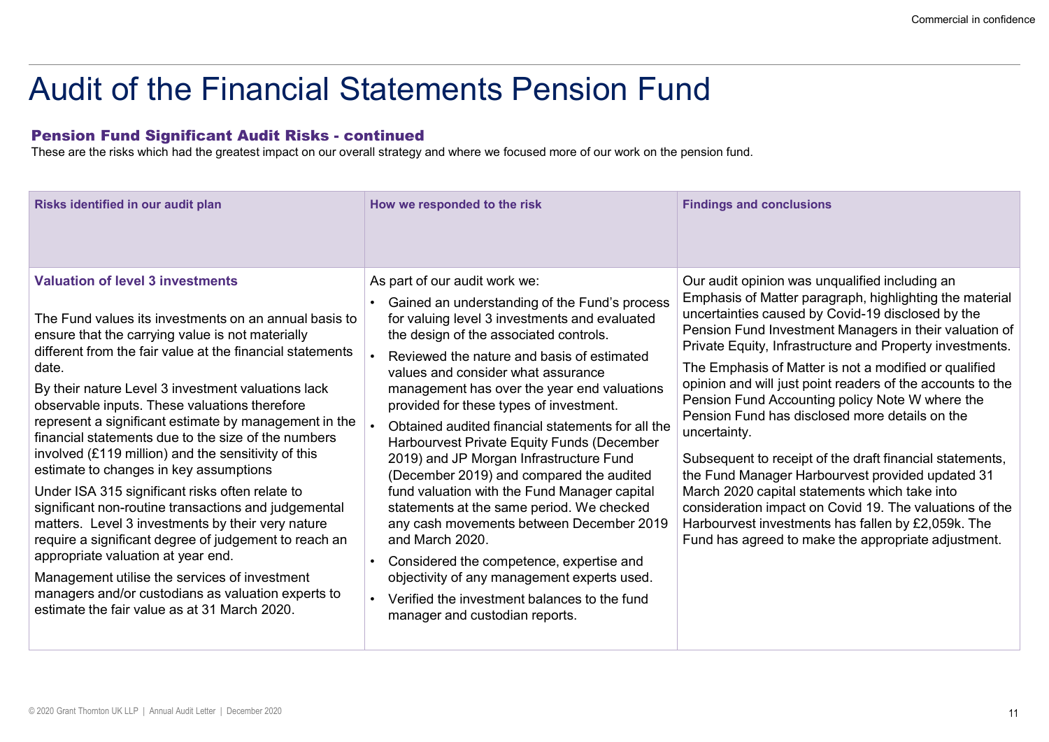# Audit of the Financial Statements Pension Fund

### Pension Fund Significant Audit Risks - continued

These are the risks which had the greatest impact on our overall strategy and where we focused more of our work on the pension fund.

| Risks identified in our audit plan | How we responded to the risk | Findings and conclusions |
|---|---|---|
| **Valuation of level 3 investments**<br><br>The Fund values its investments on an annual basis to ensure that the carrying value is not materially different from the fair value at the financial statements date.<br><br>By their nature Level 3 investment valuations lack observable inputs. These valuations therefore represent a significant estimate by management in the financial statements due to the size of the numbers involved (£119 million) and the sensitivity of this estimate to changes in key assumptions<br><br>Under ISA 315 significant risks often relate to significant non-routine transactions and judgemental matters. Level 3 investments by their very nature require a significant degree of judgement to reach an appropriate valuation at year end.<br><br>Management utilise the services of investment managers and/or custodians as valuation experts to estimate the fair value as at 31 March 2020. | As part of our audit work we:<br><br>• Gained an understanding of the Fund's process for valuing level 3 investments and evaluated the design of the associated controls.<br>• Reviewed the nature and basis of estimated values and consider what assurance management has over the year end valuations provided for these types of investment.<br>• Obtained audited financial statements for all the Harbourvest Private Equity Funds (December 2019) and JP Morgan Infrastructure Fund (December 2019) and compared the audited fund valuation with the Fund Manager capital statements at the same period. We checked any cash movements between December 2019 and March 2020.<br>• Considered the competence, expertise and objectivity of any management experts used.<br>• Verified the investment balances to the fund manager and custodian reports. | Our audit opinion was unqualified including an Emphasis of Matter paragraph, highlighting the material uncertainties caused by Covid-19 disclosed by the Pension Fund Investment Managers in their valuation of Private Equity, Infrastructure and Property investments.<br><br>The Emphasis of Matter is not a modified or qualified opinion and will just point readers of the accounts to the Pension Fund Accounting policy Note W where the Pension Fund has disclosed more details on the uncertainty.<br><br>Subsequent to receipt of the draft financial statements, the Fund Manager Harbourvest provided updated 31 March 2020 capital statements which take into consideration impact on Covid 19. The valuations of the Harbourvest investments has fallen by £2,059k. The Fund has agreed to make the appropriate adjustment. |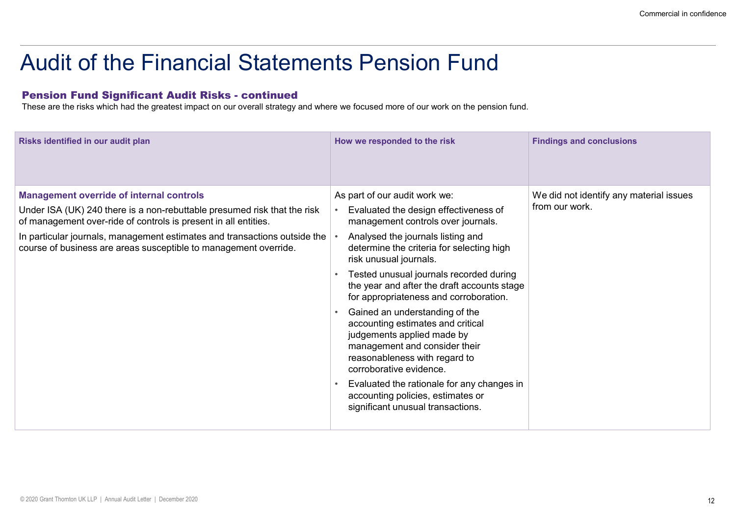# Audit of the Financial Statements Pension Fund

### Pension Fund Significant Audit Risks - continued

These are the risks which had the greatest impact on our overall strategy and where we focused more of our work on the pension fund.

| Risks identified in our audit plan | How we responded to the risk | Findings and conclusions |
|---|---|---|
| **Management override of internal controls**<br>Under ISA (UK) 240 there is a non-rebuttable presumed risk that the risk of management over-ride of controls is present in all entities.<br>In particular journals, management estimates and transactions outside the course of business are areas susceptible to management override. | As part of our audit work we:<br>• Evaluated the design effectiveness of management controls over journals.<br>• Analysed the journals listing and determine the criteria for selecting high risk unusual journals.<br>• Tested unusual journals recorded during the year and after the draft accounts stage for appropriateness and corroboration.<br>• Gained an understanding of the accounting estimates and critical judgements applied made by management and consider their reasonableness with regard to corroborative evidence.<br>• Evaluated the rationale for any changes in accounting policies, estimates or significant unusual transactions. | We did not identify any material issues from our work. |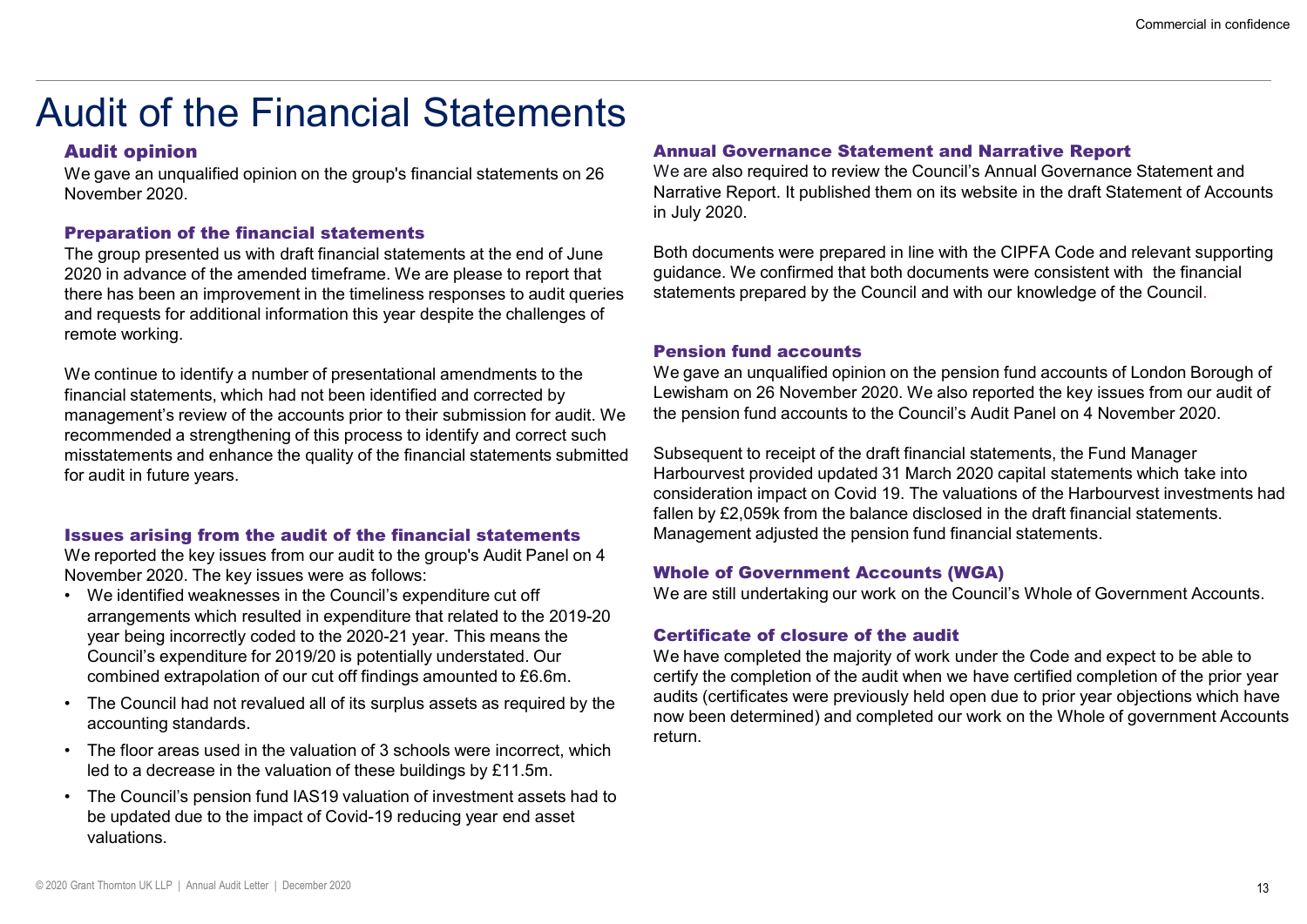# Audit of the Financial Statements

### Audit opinion

We gave an unqualified opinion on the group's financial statements on 26 November 2020.

### Preparation of the financial statements

The group presented us with draft financial statements at the end of June 2020 in advance of the amended timeframe. We are please to report that there has been an improvement in the timeliness responses to audit queries and requests for additional information this year despite the challenges of remote working.

We continue to identify a number of presentational amendments to the financial statements, which had not been identified and corrected by management's review of the accounts prior to their submission for audit. We recommended a strengthening of this process to identify and correct such misstatements and enhance the quality of the financial statements submitted for audit in future years.

### Issues arising from the audit of the financial statements

We reported the key issues from our audit to the group's Audit Panel on 4 November 2020. The key issues were as follows:

- We identified weaknesses in the Council's expenditure cut off arrangements which resulted in expenditure that related to the 2019-20 year being incorrectly coded to the 2020-21 year. This means the Council's expenditure for 2019/20 is potentially understated. Our combined extrapolation of our cut off findings amounted to £6.6m.
- The Council had not revalued all of its surplus assets as required by the accounting standards.
- The floor areas used in the valuation of 3 schools were incorrect, which led to a decrease in the valuation of these buildings by £11.5m.
- The Council's pension fund IAS19 valuation of investment assets had to be updated due to the impact of Covid-19 reducing year end asset valuations.

### Annual Governance Statement and Narrative Report

We are also required to review the Council's Annual Governance Statement and Narrative Report. It published them on its website in the draft Statement of Accounts in July 2020.

Both documents were prepared in line with the CIPFA Code and relevant supporting guidance. We confirmed that both documents were consistent with the financial statements prepared by the Council and with our knowledge of the Council.

### Pension fund accounts

We gave an unqualified opinion on the pension fund accounts of London Borough of Lewisham on 26 November 2020. We also reported the key issues from our audit of the pension fund accounts to the Council's Audit Panel on 4 November 2020.

Subsequent to receipt of the draft financial statements, the Fund Manager Harbourvest provided updated 31 March 2020 capital statements which take into consideration impact on Covid 19. The valuations of the Harbourvest investments had fallen by £2,059k from the balance disclosed in the draft financial statements. Management adjusted the pension fund financial statements.

### Whole of Government Accounts (WGA)

We are still undertaking our work on the Council's Whole of Government Accounts.

### Certificate of closure of the audit

We have completed the majority of work under the Code and expect to be able to certify the completion of the audit when we have certified completion of the prior year audits (certificates were previously held open due to prior year objections which have now been determined) and completed our work on the Whole of government Accounts return.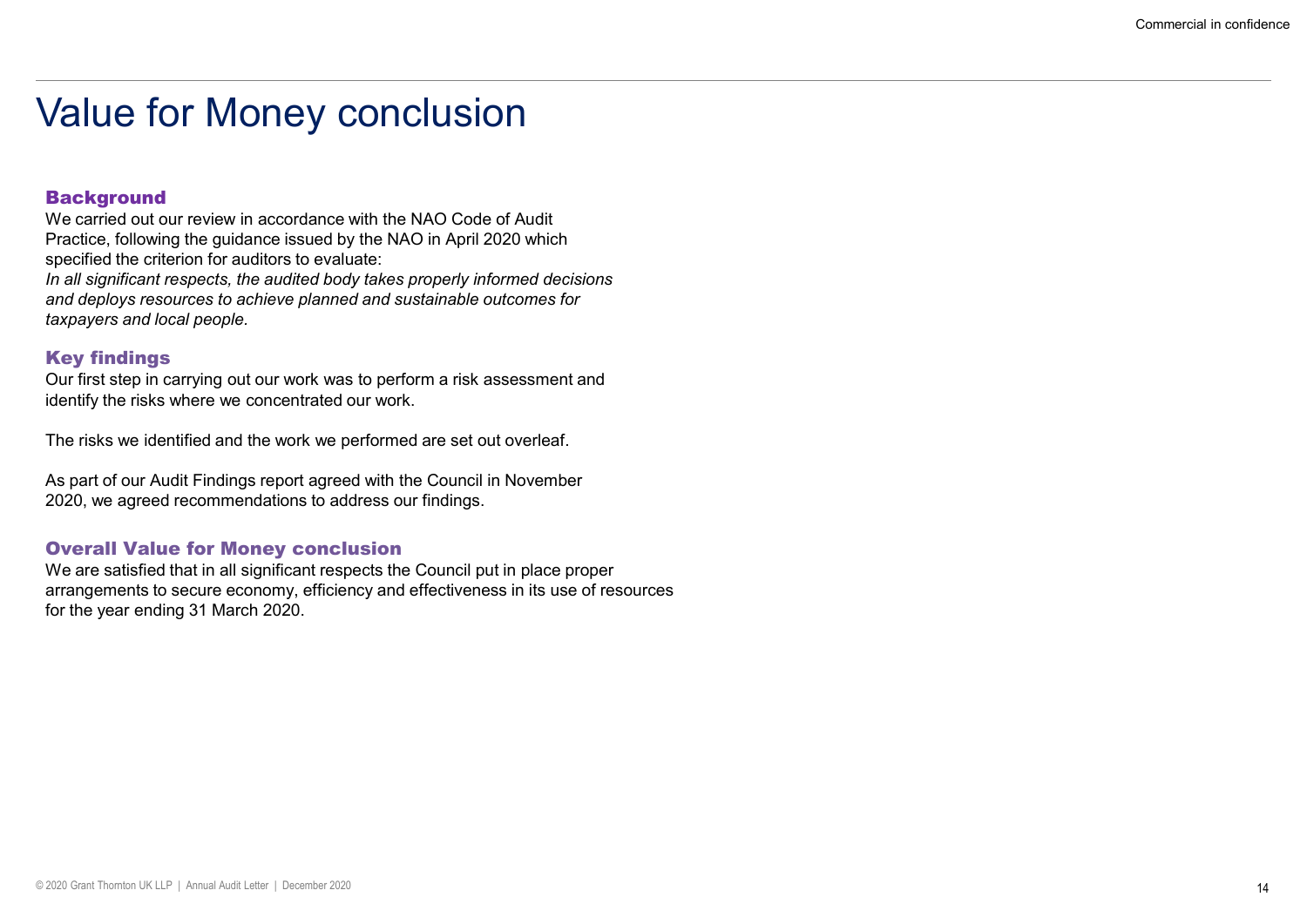# Value for Money conclusion

### Background

We carried out our review in accordance with the NAO Code of Audit Practice, following the guidance issued by the NAO in April 2020 which specified the criterion for auditors to evaluate:
*In all significant respects, the audited body takes properly informed decisions and deploys resources to achieve planned and sustainable outcomes for taxpayers and local people.*

### Key findings

Our first step in carrying out our work was to perform a risk assessment and identify the risks where we concentrated our work.

The risks we identified and the work we performed are set out overleaf.

As part of our Audit Findings report agreed with the Council in November 2020, we agreed recommendations to address our findings.

### Overall Value for Money conclusion

We are satisfied that in all significant respects the Council put in place proper arrangements to secure economy, efficiency and effectiveness in its use of resources for the year ending 31 March 2020.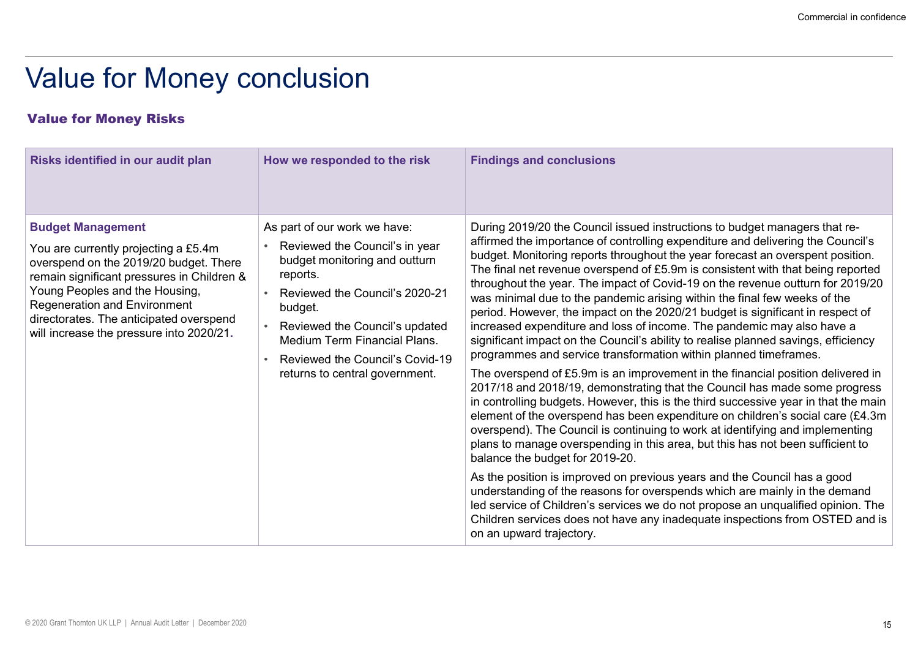# Value for Money conclusion

## Value for Money Risks

| Risks identified in our audit plan | How we responded to the risk | Findings and conclusions |
|---|---|---|
| **Budget Management**<br><br>You are currently projecting a £5.4m overspend on the 2019/20 budget. There remain significant pressures in Children & Young Peoples and the Housing, Regeneration and Environment directorates. The anticipated overspend will increase the pressure into 2020/21. | As part of our work we have:<br>• Reviewed the Council's in year budget monitoring and outturn reports.<br>• Reviewed the Council's 2020-21 budget.<br>• Reviewed the Council's updated Medium Term Financial Plans.<br>• Reviewed the Council's Covid-19 returns to central government. | During 2019/20 the Council issued instructions to budget managers that re-affirmed the importance of controlling expenditure and delivering the Council's budget. Monitoring reports throughout the year forecast an overspent position. The final net revenue overspend of £5.9m is consistent with that being reported throughout the year. The impact of Covid-19 on the revenue outturn for 2019/20 was minimal due to the pandemic arising within the final few weeks of the period. However, the impact on the 2020/21 budget is significant in respect of increased expenditure and loss of income. The pandemic may also have a significant impact on the Council's ability to realise planned savings, efficiency programmes and service transformation within planned timeframes.<br><br>The overspend of £5.9m is an improvement in the financial position delivered in 2017/18 and 2018/19, demonstrating that the Council has made some progress in controlling budgets. However, this is the third successive year in that the main element of the overspend has been expenditure on children's social care (£4.3m overspend). The Council is continuing to work at identifying and implementing plans to manage overspending in this area, but this has not been sufficient to balance the budget for 2019-20.<br><br>As the position is improved on previous years and the Council has a good understanding of the reasons for overspends which are mainly in the demand led service of Children's services we do not propose an unqualified opinion. The Children services does not have any inadequate inspections from OSTED and is on an upward trajectory. |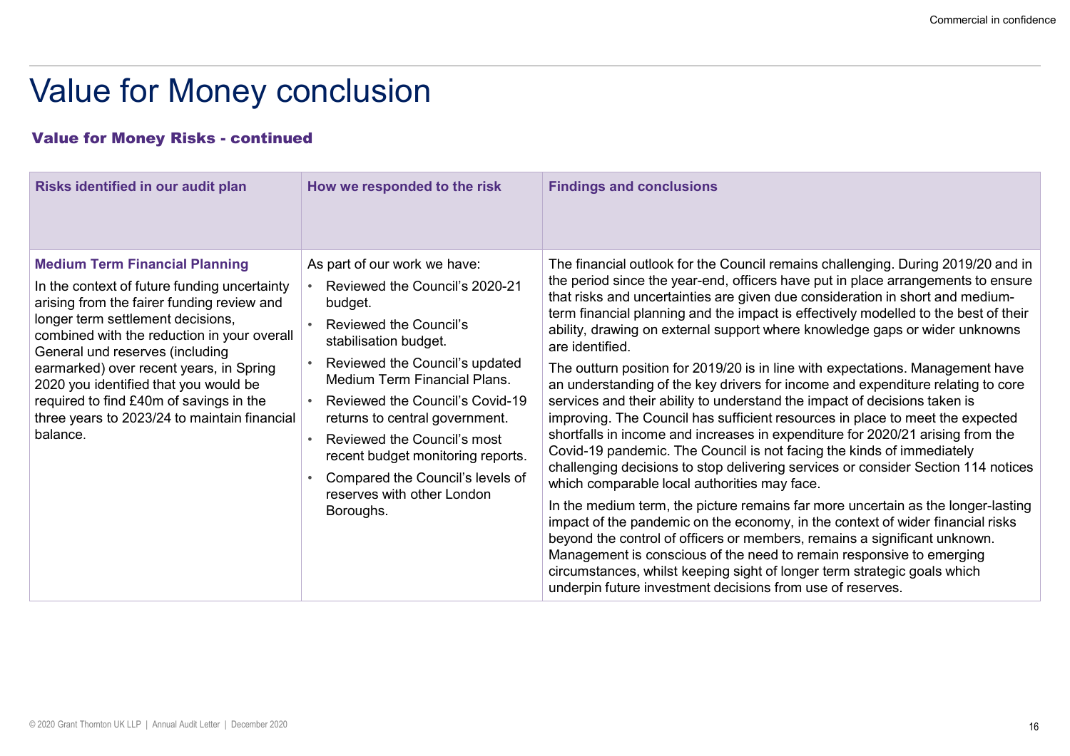# Value for Money conclusion

## Value for Money Risks - continued

| Risks identified in our audit plan | How we responded to the risk | Findings and conclusions |
|---|---|---|
| **Medium Term Financial Planning**<br><br>In the context of future funding uncertainty arising from the fairer funding review and longer term settlement decisions, combined with the reduction in your overall General und reserves (including earmarked) over recent years, in Spring 2020 you identified that you would be required to find £40m of savings in the three years to 2023/24 to maintain financial balance. | As part of our work we have:<br>• Reviewed the Council's 2020-21 budget.<br>• Reviewed the Council's stabilisation budget.<br>• Reviewed the Council's updated Medium Term Financial Plans.<br>• Reviewed the Council's Covid-19 returns to central government.<br>• Reviewed the Council's most recent budget monitoring reports.<br>• Compared the Council's levels of reserves with other London Boroughs. | The financial outlook for the Council remains challenging. During 2019/20 and in the period since the year-end, officers have put in place arrangements to ensure that risks and uncertainties are given due consideration in short and medium-term financial planning and the impact is effectively modelled to the best of their ability, drawing on external support where knowledge gaps or wider unknowns are identified.<br><br>The outturn position for 2019/20 is in line with expectations. Management have an understanding of the key drivers for income and expenditure relating to core services and their ability to understand the impact of decisions taken is improving. The Council has sufficient resources in place to meet the expected shortfalls in income and increases in expenditure for 2020/21 arising from the Covid-19 pandemic. The Council is not facing the kinds of immediately challenging decisions to stop delivering services or consider Section 114 notices which comparable local authorities may face.<br><br>In the medium term, the picture remains far more uncertain as the longer-lasting impact of the pandemic on the economy, in the context of wider financial risks beyond the control of officers or members, remains a significant unknown. Management is conscious of the need to remain responsive to emerging circumstances, whilst keeping sight of longer term strategic goals which underpin future investment decisions from use of reserves. |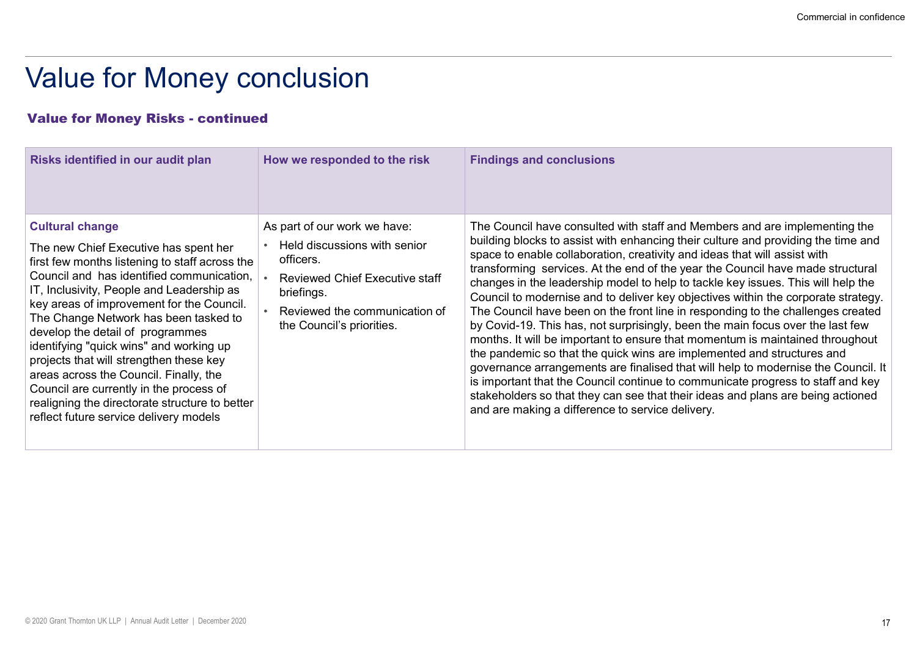# Value for Money conclusion

## Value for Money Risks - continued

| Risks identified in our audit plan | How we responded to the risk | Findings and conclusions |
| --- | --- | --- |
| **Cultural change**<br><br>The new Chief Executive has spent her first few months listening to staff across the Council and has identified communication, IT, Inclusivity, People and Leadership as key areas of improvement for the Council. The Change Network has been tasked to develop the detail of programmes identifying "quick wins" and working up projects that will strengthen these key areas across the Council. Finally, the Council are currently in the process of realigning the directorate structure to better reflect future service delivery models | As part of our work we have:<br>• Held discussions with senior officers.<br>• Reviewed Chief Executive staff briefings.<br>• Reviewed the communication of the Council's priorities. | The Council have consulted with staff and Members and are implementing the building blocks to assist with enhancing their culture and providing the time and space to enable collaboration, creativity and ideas that will assist with transforming services. At the end of the year the Council have made structural changes in the leadership model to help to tackle key issues. This will help the Council to modernise and to deliver key objectives within the corporate strategy. The Council have been on the front line in responding to the challenges created by Covid-19. This has, not surprisingly, been the main focus over the last few months. It will be important to ensure that momentum is maintained throughout the pandemic so that the quick wins are implemented and structures and governance arrangements are finalised that will help to modernise the Council. It is important that the Council continue to communicate progress to staff and key stakeholders so that they can see that their ideas and plans are being actioned and are making a difference to service delivery. |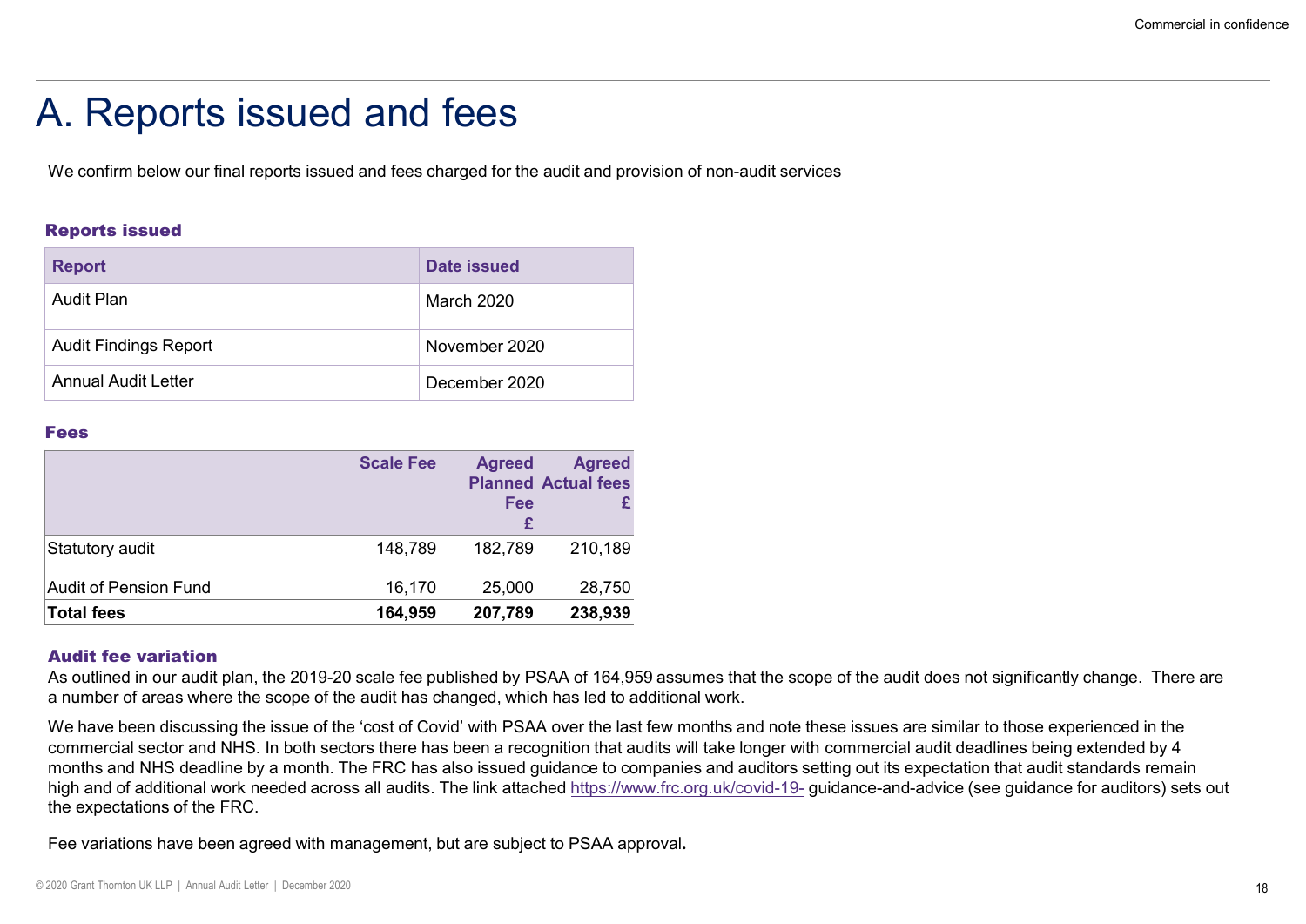# A. Reports issued and fees

We confirm below our final reports issued and fees charged for the audit and provision of non-audit services

### Reports issued

| Report | Date issued |
|---|---|
| Audit Plan | March 2020 |
| Audit Findings Report | November 2020 |
| Annual Audit Letter | December 2020 |

### Fees

| | Scale Fee | Agreed Planned Fee £ | Agreed Actual fees £ |
|---|---|---|---|
| Statutory audit | 148,789 | 182,789 | 210,189 |
| Audit of Pension Fund | 16,170 | 25,000 | 28,750 |
| **Total fees** | **164,959** | **207,789** | **238,939** |

### Audit fee variation

As outlined in our audit plan, the 2019-20 scale fee published by PSAA of 164,959 assumes that the scope of the audit does not significantly change. There are a number of areas where the scope of the audit has changed, which has led to additional work.

We have been discussing the issue of the 'cost of Covid' with PSAA over the last few months and note these issues are similar to those experienced in the commercial sector and NHS. In both sectors there has been a recognition that audits will take longer with commercial audit deadlines being extended by 4 months and NHS deadline by a month. The FRC has also issued guidance to companies and auditors setting out its expectation that audit standards remain high and of additional work needed across all audits. The link attached https://www.frc.org.uk/covid-19- guidance-and-advice (see guidance for auditors) sets out the expectations of the FRC.

Fee variations have been agreed with management, but are subject to PSAA approval**.**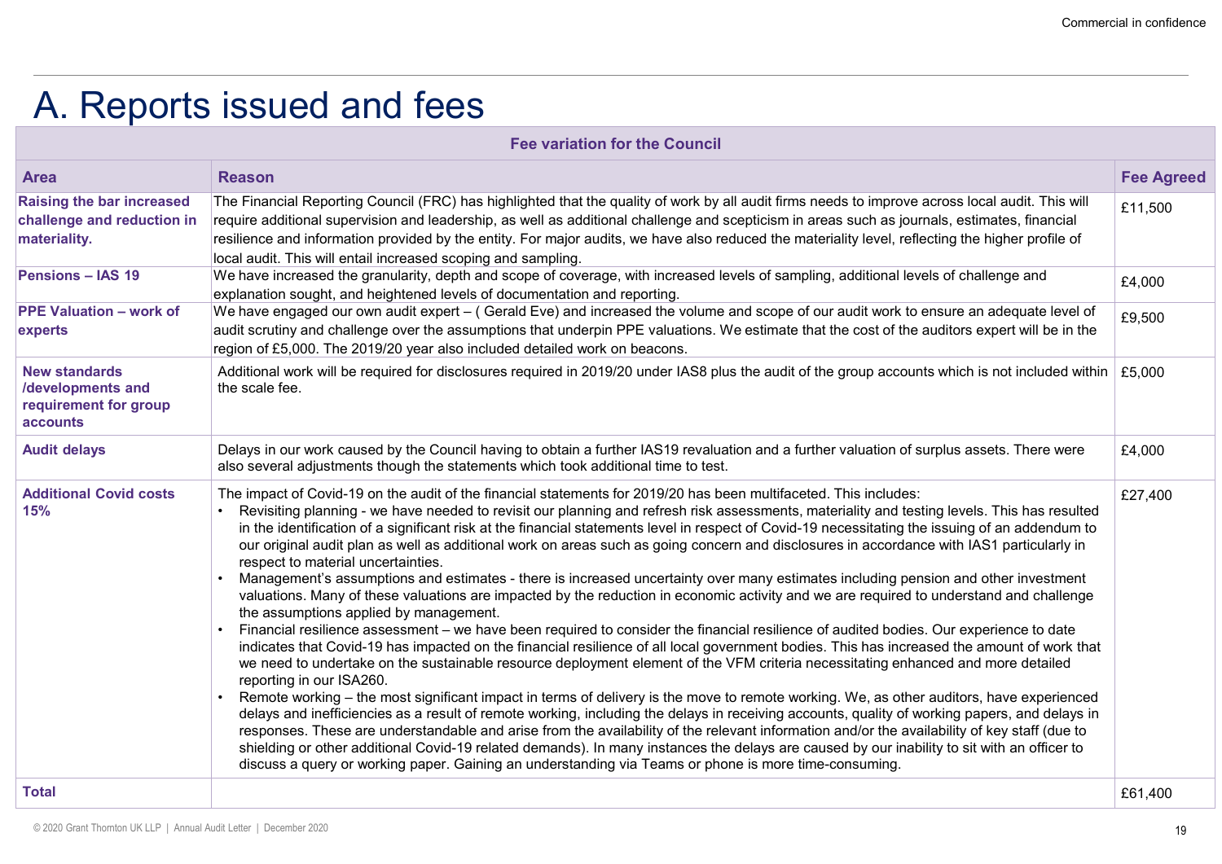# A. Reports issued and fees

| Fee variation for the Council | | |
|---|---|---|
| **Area** | **Reason** | **Fee Agreed** |
| **Raising the bar increased challenge and reduction in materiality.** | The Financial Reporting Council (FRC) has highlighted that the quality of work by all audit firms needs to improve across local audit. This will require additional supervision and leadership, as well as additional challenge and scepticism in areas such as journals, estimates, financial resilience and information provided by the entity. For major audits, we have also reduced the materiality level, reflecting the higher profile of local audit. This will entail increased scoping and sampling. | £11,500 |
| **Pensions – IAS 19** | We have increased the granularity, depth and scope of coverage, with increased levels of sampling, additional levels of challenge and explanation sought, and heightened levels of documentation and reporting. | £4,000 |
| **PPE Valuation – work of experts** | We have engaged our own audit expert – ( Gerald Eve) and increased the volume and scope of our audit work to ensure an adequate level of audit scrutiny and challenge over the assumptions that underpin PPE valuations. We estimate that the cost of the auditors expert will be in the region of £5,000. The 2019/20 year also included detailed work on beacons. | £9,500 |
| **New standards /developments and requirement for group accounts** | Additional work will be required for disclosures required in 2019/20 under IAS8 plus the audit of the group accounts which is not included within the scale fee. | £5,000 |
| **Audit delays** | Delays in our work caused by the Council having to obtain a further IAS19 revaluation and a further valuation of surplus assets. There were also several adjustments though the statements which took additional time to test. | £4,000 |
| **Additional Covid costs 15%** | The impact of Covid-19 on the audit of the financial statements for 2019/20 has been multifaceted. This includes:<br>• Revisiting planning - we have needed to revisit our planning and refresh risk assessments, materiality and testing levels. This has resulted in the identification of a significant risk at the financial statements level in respect of Covid-19 necessitating the issuing of an addendum to our original audit plan as well as additional work on areas such as going concern and disclosures in accordance with IAS1 particularly in respect to material uncertainties.<br>• Management's assumptions and estimates - there is increased uncertainty over many estimates including pension and other investment valuations. Many of these valuations are impacted by the reduction in economic activity and we are required to understand and challenge the assumptions applied by management.<br>• Financial resilience assessment – we have been required to consider the financial resilience of audited bodies. Our experience to date indicates that Covid-19 has impacted on the financial resilience of all local government bodies. This has increased the amount of work that we need to undertake on the sustainable resource deployment element of the VFM criteria necessitating enhanced and more detailed reporting in our ISA260.<br>• Remote working – the most significant impact in terms of delivery is the move to remote working. We, as other auditors, have experienced delays and inefficiencies as a result of remote working, including the delays in receiving accounts, quality of working papers, and delays in responses. These are understandable and arise from the availability of the relevant information and/or the availability of key staff (due to shielding or other additional Covid-19 related demands). In many instances the delays are caused by our inability to sit with an officer to discuss a query or working paper. Gaining an understanding via Teams or phone is more time-consuming. | £27,400 |
| **Total** | | £61,400 |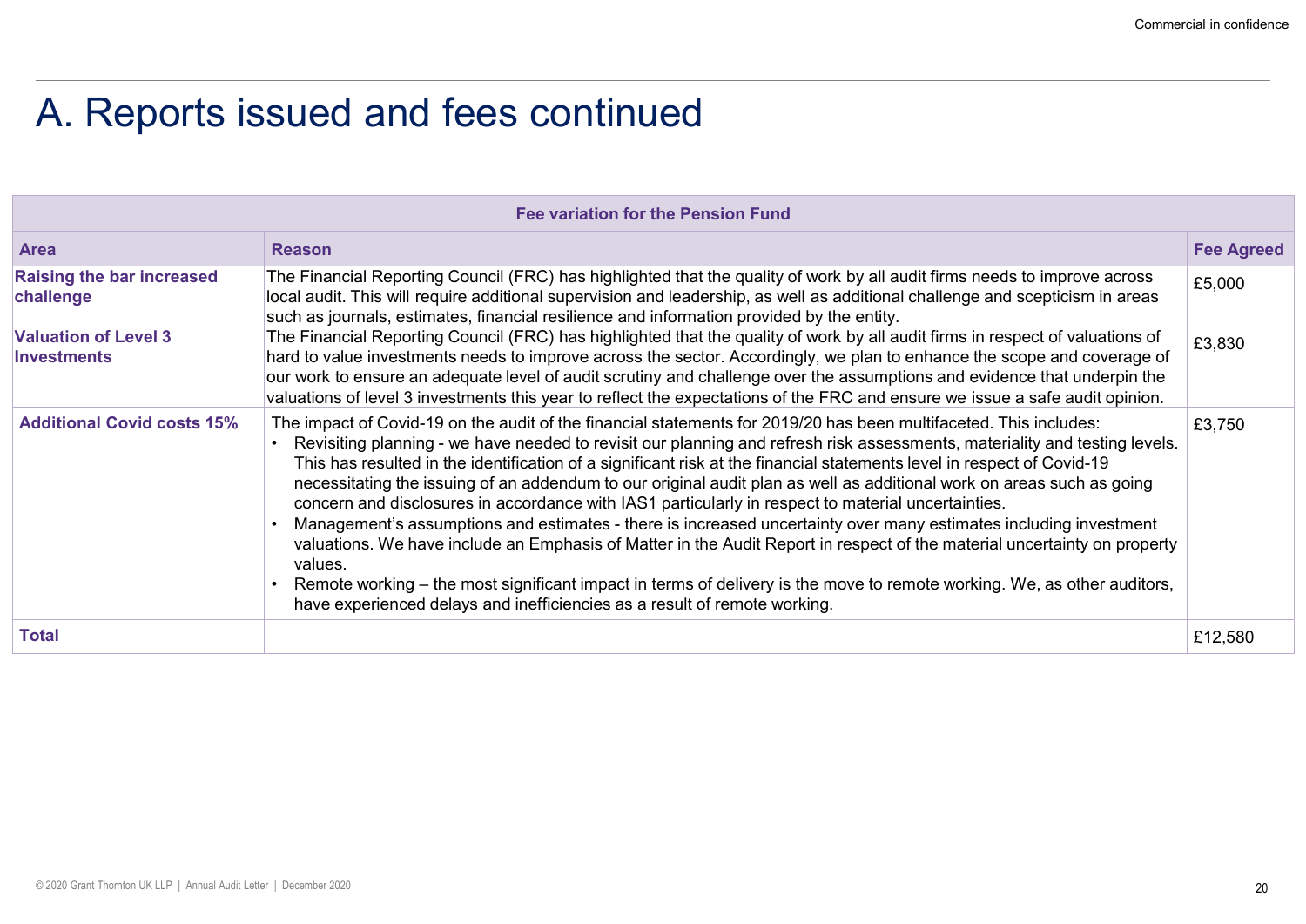# A. Reports issued and fees continued

| Fee variation for the Pension Fund | | |
|---|---|---|
| **Area** | **Reason** | **Fee Agreed** |
| **Raising the bar increased challenge** | The Financial Reporting Council (FRC) has highlighted that the quality of work by all audit firms needs to improve across local audit. This will require additional supervision and leadership, as well as additional challenge and scepticism in areas such as journals, estimates, financial resilience and information provided by the entity. | £5,000 |
| **Valuation of Level 3 Investments** | The Financial Reporting Council (FRC) has highlighted that the quality of work by all audit firms in respect of valuations of hard to value investments needs to improve across the sector. Accordingly, we plan to enhance the scope and coverage of our work to ensure an adequate level of audit scrutiny and challenge over the assumptions and evidence that underpin the valuations of level 3 investments this year to reflect the expectations of the FRC and ensure we issue a safe audit opinion. | £3,830 |
| **Additional Covid costs 15%** | The impact of Covid-19 on the audit of the financial statements for 2019/20 has been multifaceted. This includes:<br>• Revisiting planning - we have needed to revisit our planning and refresh risk assessments, materiality and testing levels. This has resulted in the identification of a significant risk at the financial statements level in respect of Covid-19 necessitating the issuing of an addendum to our original audit plan as well as additional work on areas such as going concern and disclosures in accordance with IAS1 particularly in respect to material uncertainties.<br>• Management's assumptions and estimates - there is increased uncertainty over many estimates including investment valuations. We have include an Emphasis of Matter in the Audit Report in respect of the material uncertainty on property values.<br>• Remote working – the most significant impact in terms of delivery is the move to remote working. We, as other auditors, have experienced delays and inefficiencies as a result of remote working. | £3,750 |
| **Total** | | £12,580 |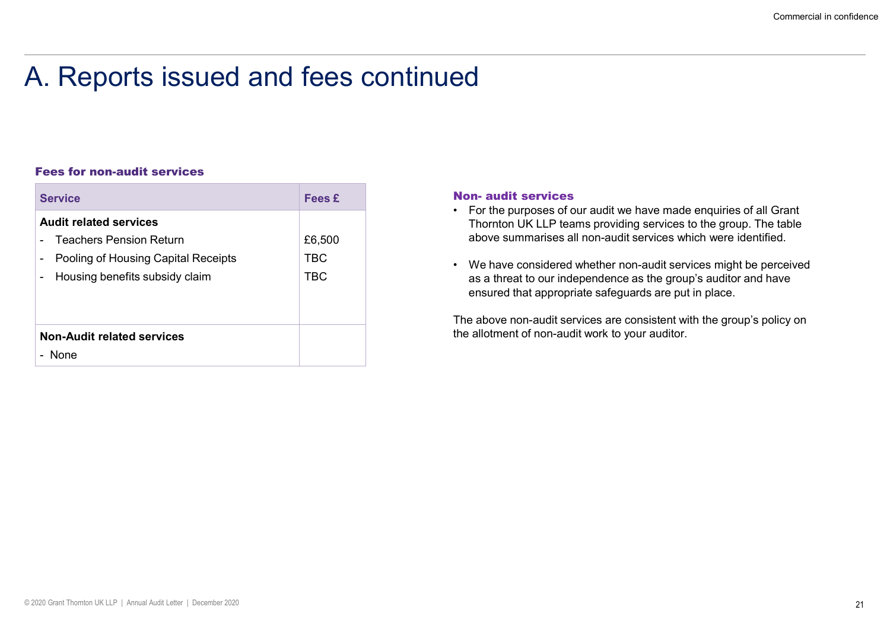# A. Reports issued and fees continued

### Fees for non-audit services

| Service | Fees £ |
|---|---|
| **Audit related services** | |
| - Teachers Pension Return | £6,500 |
| - Pooling of Housing Capital Receipts | TBC |
| - Housing benefits subsidy claim | TBC |
| **Non-Audit related services** | |
| - None | |

### Non- audit services

- For the purposes of our audit we have made enquiries of all Grant Thornton UK LLP teams providing services to the group. The table above summarises all non-audit services which were identified.
- We have considered whether non-audit services might be perceived as a threat to our independence as the group's auditor and have ensured that appropriate safeguards are put in place.

The above non-audit services are consistent with the group's policy on the allotment of non-audit work to your auditor.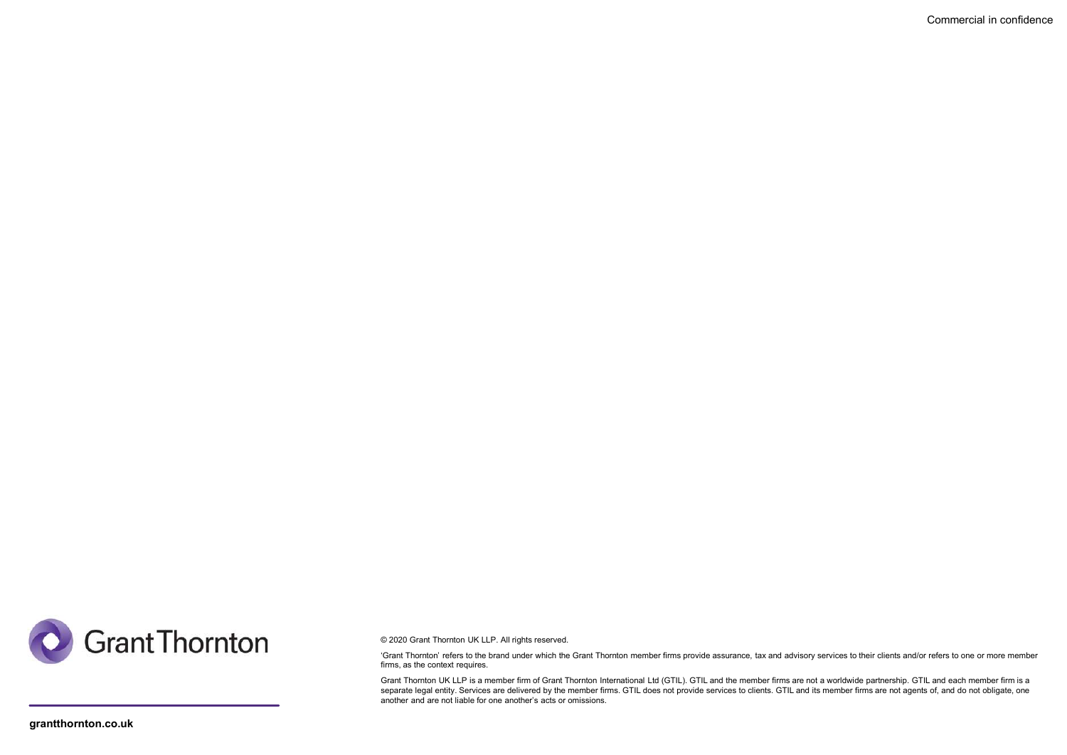Commercial in confidence

Grant Thornton

© 2020 Grant Thornton UK LLP. All rights reserved.

'Grant Thornton' refers to the brand under which the Grant Thornton member firms provide assurance, tax and advisory services to their clients and/or refers to one or more member firms, as the context requires.

Grant Thornton UK LLP is a member firm of Grant Thornton International Ltd (GTIL). GTIL and the member firms are not a worldwide partnership. GTIL and each member firm is a separate legal entity. Services are delivered by the member firms. GTIL does not provide services to clients. GTIL and its member firms are not agents of, and do not obligate, one another and are not liable for one another's acts or omissions.

**grantthornton.co.uk**